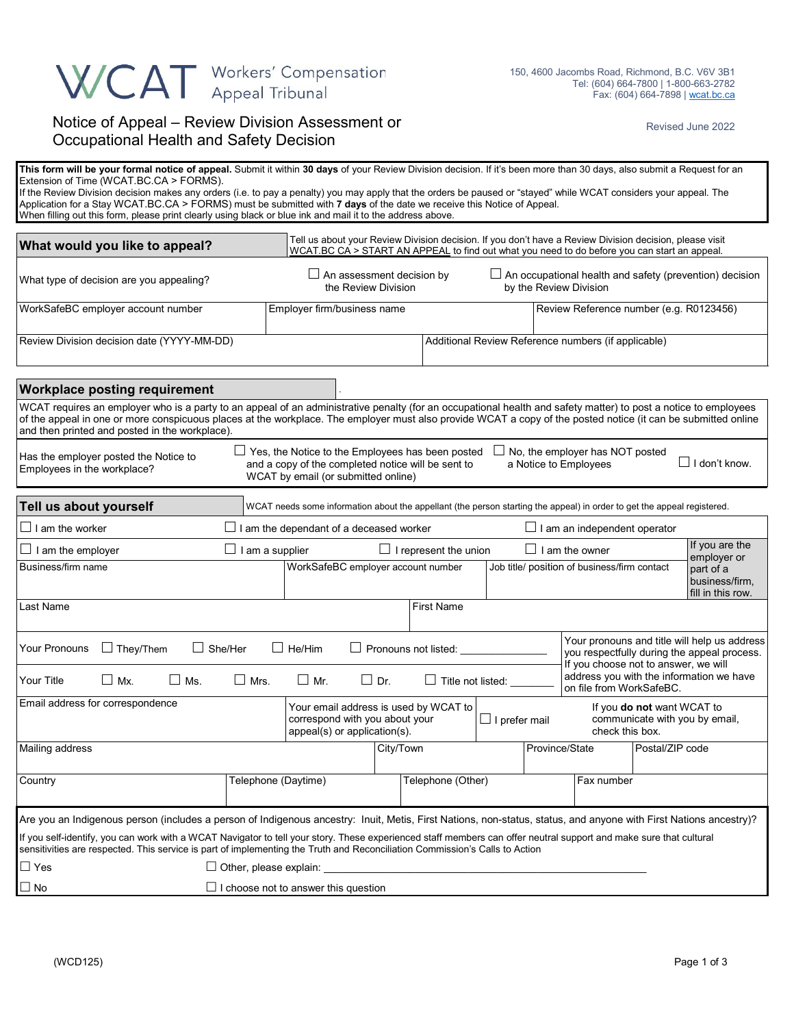# WCAT Workers' Compensation Appeal Tribunal

150, 4600 Jacombs Road, Richmond, B.C. V6V 3B1
Tel: (604) 664-7800 | 1-800-663-2782
Fax: (604) 664-7898 | wcat.bc.ca

## Notice of Appeal – Review Division Assessment or Occupational Health and Safety Decision

Revised June 2022

**This form will be your formal notice of appeal.** Submit it within **30 days** of your Review Division decision. If it's been more than 30 days, also submit a Request for an Extension of Time (WCAT.BC.CA > FORMS).
If the Review Division decision makes any orders (i.e. to pay a penalty) you may apply that the orders be paused or "stayed" while WCAT considers your appeal. The Application for a Stay WCAT.BC.CA > FORMS) must be submitted with **7 days** of the date we receive this Notice of Appeal.
When filling out this form, please print clearly using black or blue ink and mail it to the address above.

### What would you like to appeal?

Tell us about your Review Division decision. If you don't have a Review Division decision, please visit WCAT.BC CA > START AN APPEAL to find out what you need to do before you can start an appeal.

| What type of decision are you appealing? | ☐ An assessment decision by the Review Division | ☐ An occupational health and safety (prevention) decision by the Review Division |
|---|---|---|
| WorkSafeBC employer account number | Employer firm/business name | Review Reference number (e.g. R0123456) |
| Review Division decision date (YYYY-MM-DD) | Additional Review Reference numbers (if applicable) | |

### Workplace posting requirement

WCAT requires an employer who is a party to an appeal of an administrative penalty (for an occupational health and safety matter) to post a notice to employees of the appeal in one or more conspicuous places at the workplace. The employer must also provide WCAT a copy of the posted notice (it can be submitted online and then printed and posted in the workplace).

| Has the employer posted the Notice to Employees in the workplace? | ☐ Yes, the Notice to the Employees has been posted and a copy of the completed notice will be sent to WCAT by email (or submitted online) | ☐ No, the employer has NOT posted a Notice to Employees | ☐ I don't know. |
|---|---|---|---|

### Tell us about yourself

WCAT needs some information about the appellant (the person starting the appeal) in order to get the appeal registered.

| ☐ I am the worker | ☐ I am the dependant of a deceased worker | ☐ I am an independent operator | |
|---|---|---|---|
| ☐ I am the employer | ☐ I am a supplier ☐ I represent the union | ☐ I am the owner | If you are the employer or part of a business/firm, fill in this row. |
| Business/firm name | WorkSafeBC employer account number | Job title/ position of business/firm contact | |
| Last Name | First Name | | |

| Your Pronouns ☐ They/Them ☐ She/Her ☐ He/Him ☐ Pronouns not listed: ______________ | Your pronouns and title will help us address you respectfully during the appeal process. If you choose not to answer, we will address you with the information we have on file from WorkSafeBC. |
|---|---|
| Your Title ☐ Mx. ☐ Ms. ☐ Mrs. ☐ Mr. ☐ Dr. ☐ Title not listed: _______ | |

| Email address for correspondence | Your email address is used by WCAT to correspond with you about your appeal(s) or application(s). | ☐ I prefer mail | If you **do not** want WCAT to communicate with you by email, check this box. |
|---|---|---|---|
| Mailing address | City/Town | Province/State | Postal/ZIP code |
| Country | Telephone (Daytime) | Telephone (Other) | Fax number |

Are you an Indigenous person (includes a person of Indigenous ancestry: Inuit, Metis, First Nations, non-status, status, and anyone with First Nations ancestry)?

If you self-identify, you can work with a WCAT Navigator to tell your story. These experienced staff members can offer neutral support and make sure that cultural sensitivities are respected. This service is part of implementing the Truth and Reconciliation Commission's Calls to Action

☐ Yes ☐ Other, please explain: ______________________________________________

☐ No ☐ I choose not to answer this question

(WCD125)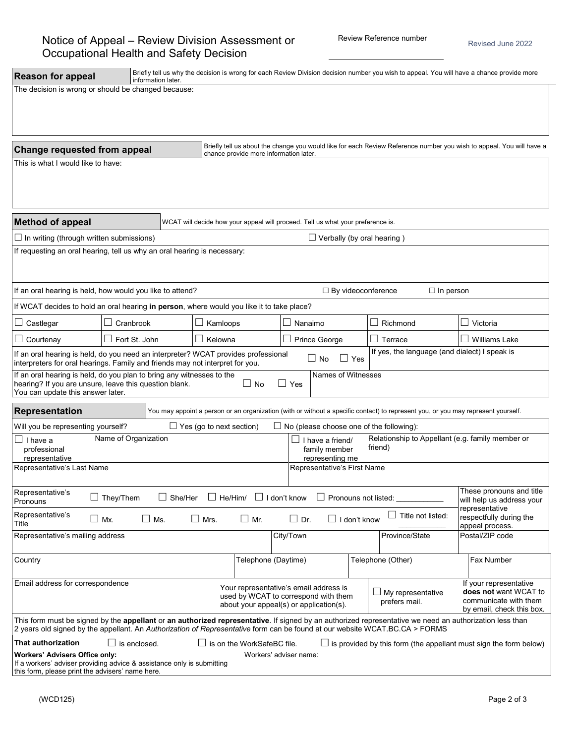# Notice of Appeal – Review Division Assessment or Occupational Health and Safety Decision

Review Reference number \_\_\_\_\_\_\_\_\_\_\_\_\_\_\_\_\_\_\_\_

Revised June 2022

## Reason for appeal

Briefly tell us why the decision is wrong for each Review Division decision number you wish to appeal. You will have a chance provide more information later.

The decision is wrong or should be changed because:

## Change requested from appeal

Briefly tell us about the change you would like for each Review Reference number you wish to appeal. You will have a chance provide more information later.

This is what I would like to have:

## Method of appeal

WCAT will decide how your appeal will proceed. Tell us what your preference is.

☐ In writing (through written submissions) ☐ Verbally (by oral hearing )

If requesting an oral hearing, tell us why an oral hearing is necessary:

If an oral hearing is held, how would you like to attend? ☐ By videoconference ☐ In person

If WCAT decides to hold an oral hearing **in person**, where would you like it to take place?

| | | | | | |
|---|---|---|---|---|---|
| ☐ Castlegar | ☐ Cranbrook | ☐ Kamloops | ☐ Nanaimo | ☐ Richmond | ☐ Victoria |
| ☐ Courtenay | ☐ Fort St. John | ☐ Kelowna | ☐ Prince George | ☐ Terrace | ☐ Williams Lake |

If an oral hearing is held, do you need an interpreter? WCAT provides professional interpreters for oral hearings. Family and friends may not interpret for you. ☐ No ☐ Yes

If yes, the language (and dialect) I speak is

If an oral hearing is held, do you plan to bring any witnesses to the hearing? If you are unsure, leave this question blank. You can update this answer later. ☐ No ☐ Yes

Names of Witnesses

## Representation

You may appoint a person or an organization (with or without a specific contact) to represent you, or you may represent yourself.

Will you be representing yourself? ☐ Yes (go to next section) ☐ No (please choose one of the following):

☐ I have a professional representative — Name of Organization

☐ I have a friend/ family member representing me — Relationship to Appellant (e.g. family member or friend)

Representative's Last Name

Representative's First Name

Representative's Pronouns ☐ They/Them ☐ She/Her ☐ He/Him/ ☐ I don't know ☐ Pronouns not listed: \_\_\_\_\_\_\_\_\_\_\_

Representative's Title ☐ Mx. ☐ Ms. ☐ Mrs. ☐ Mr. ☐ Dr. ☐ I don't know ☐ Title not listed: \_\_\_\_\_\_\_\_\_\_\_

These pronouns and title will help us address your representative respectfully during the appeal process.

| Representative's mailing address | City/Town | Province/State | Postal/ZIP code |
|---|---|---|---|
| | | | |

| Country | Telephone (Daytime) | Telephone (Other) | Fax Number |
|---|---|---|---|
| | | | |

Email address for correspondence

Your representative's email address is used by WCAT to correspond with them about your appeal(s) or application(s).

☐ My representative prefers mail.

If your representative **does not** want WCAT to communicate with them by email, check this box.

This form must be signed by the **appellant** or **an authorized representative**. If signed by an authorized representative we need an authorization less than 2 years old signed by the appellant. An *Authorization of Representative* form can be found at our website WCAT.BC.CA > FORMS

**That authorization** ☐ is enclosed. ☐ is on the WorkSafeBC file. ☐ is provided by this form (the appellant must sign the form below)

**Workers' Advisers Office only:**
If a workers' adviser providing advice & assistance only is submitting this form, please print the advisers' name here.

Workers' adviser name:

(WCD125)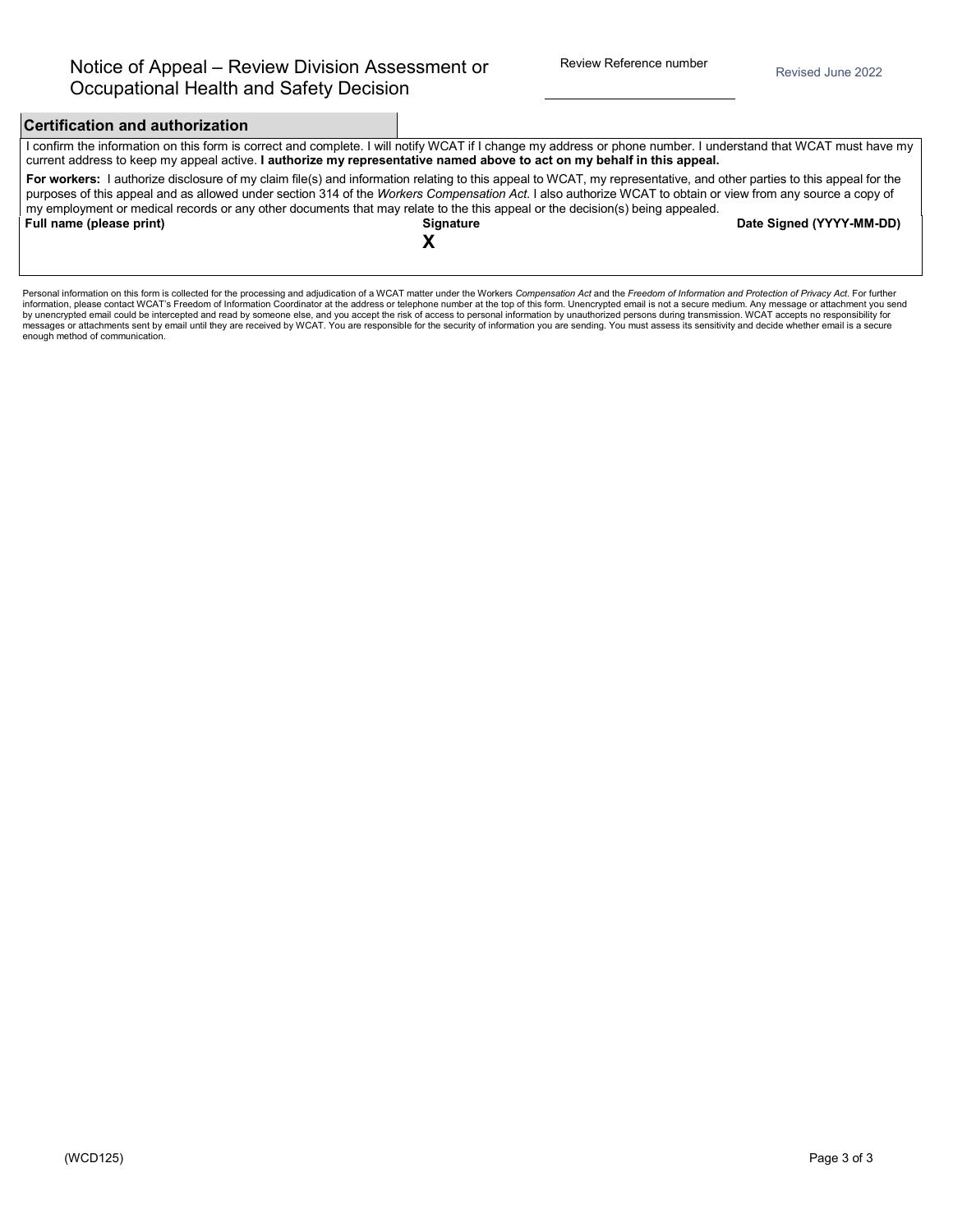Notice of Appeal – Review Division Assessment or Occupational Health and Safety Decision

Review Reference number

Revised June 2022

## Certification and authorization

I confirm the information on this form is correct and complete. I will notify WCAT if I change my address or phone number. I understand that WCAT must have my current address to keep my appeal active. **I authorize my representative named above to act on my behalf in this appeal.**

**For workers:** I authorize disclosure of my claim file(s) and information relating to this appeal to WCAT, my representative, and other parties to this appeal for the purposes of this appeal and as allowed under section 314 of the *Workers Compensation Act*. I also authorize WCAT to obtain or view from any source a copy of my employment or medical records or any other documents that may relate to the this appeal or the decision(s) being appealed.

| Full name (please print) | Signature | Date Signed (YYYY-MM-DD) |
|---|---|---|
| | X | |

Personal information on this form is collected for the processing and adjudication of a WCAT matter under the Workers *Compensation Act* and the *Freedom of Information and Protection of Privacy Act*. For further information, please contact WCAT's Freedom of Information Coordinator at the address or telephone number at the top of this form. Unencrypted email is not a secure medium. Any message or attachment you send by unencrypted email could be intercepted and read by someone else, and you accept the risk of access to personal information by unauthorized persons during transmission. WCAT accepts no responsibility for messages or attachments sent by email until they are received by WCAT. You are responsible for the security of information you are sending. You must assess its sensitivity and decide whether email is a secure enough method of communication.

(WCD125)